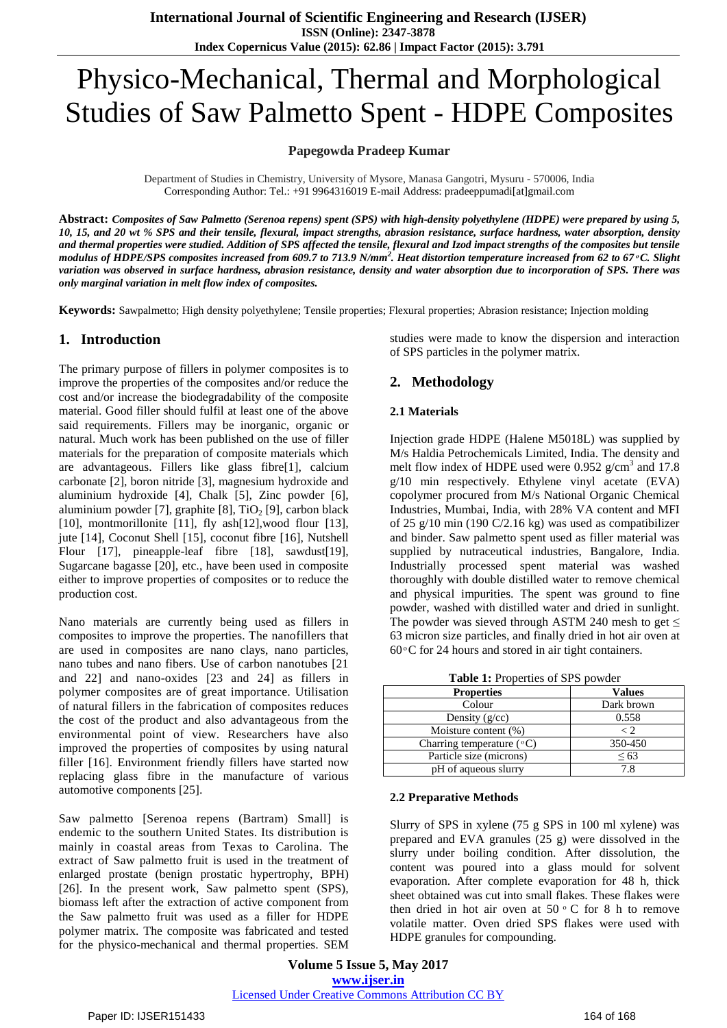# Physico-Mechanical, Thermal and Morphological Studies of Saw Palmetto Spent - HDPE Composites

**Papegowda Pradeep Kumar**

Department of Studies in Chemistry, University of Mysore, Manasa Gangotri, Mysuru - 570006, India
Corresponding Author: Tel.: +91 9964316019 E-mail Address: pradeeppumadi[at]gmail.com

**Abstract:** ***Composites of Saw Palmetto (Serenoa repens) spent (SPS) with high-density polyethylene (HDPE) were prepared by using 5, 10, 15, and 20 wt % SPS and their tensile, flexural, impact strengths, abrasion resistance, surface hardness, water absorption, density and thermal properties were studied. Addition of SPS affected the tensile, flexural and Izod impact strengths of the composites but tensile modulus of HDPE/SPS composites increased from 609.7 to 713.9 N/mm². Heat distortion temperature increased from 62 to 67°C. Slight variation was observed in surface hardness, abrasion resistance, density and water absorption due to incorporation of SPS. There was only marginal variation in melt flow index of composites.***

**Keywords:** Sawpalmetto; High density polyethylene; Tensile properties; Flexural properties; Abrasion resistance; Injection molding

## 1. Introduction

The primary purpose of fillers in polymer composites is to improve the properties of the composites and/or reduce the cost and/or increase the biodegradability of the composite material. Good filler should fulfil at least one of the above said requirements. Fillers may be inorganic, organic or natural. Much work has been published on the use of filler materials for the preparation of composite materials which are advantageous. Fillers like glass fibre[1], calcium carbonate [2], boron nitride [3], magnesium hydroxide and aluminium hydroxide [4], Chalk [5], Zinc powder [6], aluminium powder [7], graphite [8], $TiO_2$ [9], carbon black [10], montmorillonite [11], fly ash[12],wood flour [13], jute [14], Coconut Shell [15], coconut fibre [16], Nutshell Flour [17], pineapple-leaf fibre [18], sawdust[19], Sugarcane bagasse [20], etc., have been used in composite either to improve properties of composites or to reduce the production cost.

Nano materials are currently being used as fillers in composites to improve the properties. The nanofillers that are used in composites are nano clays, nano particles, nano tubes and nano fibers. Use of carbon nanotubes [21 and 22] and nano-oxides [23 and 24] as fillers in polymer composites are of great importance. Utilisation of natural fillers in the fabrication of composites reduces the cost of the product and also advantageous from the environmental point of view. Researchers have also improved the properties of composites by using natural filler [16]. Environment friendly fillers have started now replacing glass fibre in the manufacture of various automotive components [25].

Saw palmetto [Serenoa repens (Bartram) Small] is endemic to the southern United States. Its distribution is mainly in coastal areas from Texas to Carolina. The extract of Saw palmetto fruit is used in the treatment of enlarged prostate (benign prostatic hypertrophy, BPH) [26]. In the present work, Saw palmetto spent (SPS), biomass left after the extraction of active component from the Saw palmetto fruit was used as a filler for HDPE polymer matrix. The composite was fabricated and tested for the physico-mechanical and thermal properties. SEM studies were made to know the dispersion and interaction of SPS particles in the polymer matrix.

## 2. Methodology

### 2.1 Materials

Injection grade HDPE (Halene M5018L) was supplied by M/s Haldia Petrochemicals Limited, India. The density and melt flow index of HDPE used were 0.952 g/cm³ and 17.8 g/10 min respectively. Ethylene vinyl acetate (EVA) copolymer procured from M/s National Organic Chemical Industries, Mumbai, India, with 28% VA content and MFI of 25 g/10 min (190 C/2.16 kg) was used as compatibilizer and binder. Saw palmetto spent used as filler material was supplied by nutraceutical industries, Bangalore, India. Industrially processed spent material was washed thoroughly with double distilled water to remove chemical and physical impurities. The spent was ground to fine powder, washed with distilled water and dried in sunlight. The powder was sieved through ASTM 240 mesh to get ≤ 63 micron size particles, and finally dried in hot air oven at 60°C for 24 hours and stored in air tight containers.

**Table 1:** Properties of SPS powder

| Properties | Values |
|---|---|
| Colour | Dark brown |
| Density (g/cc) | 0.558 |
| Moisture content (%) | < 2 |
| Charring temperature (°C) | 350-450 |
| Particle size (microns) | ≤ 63 |
| pH of aqueous slurry | 7.8 |

### 2.2 Preparative Methods

Slurry of SPS in xylene (75 g SPS in 100 ml xylene) was prepared and EVA granules (25 g) were dissolved in the slurry under boiling condition. After dissolution, the content was poured into a glass mould for solvent evaporation. After complete evaporation for 48 h, thick sheet obtained was cut into small flakes. These flakes were then dried in hot air oven at 50 ° C for 8 h to remove volatile matter. Oven dried SPS flakes were used with HDPE granules for compounding.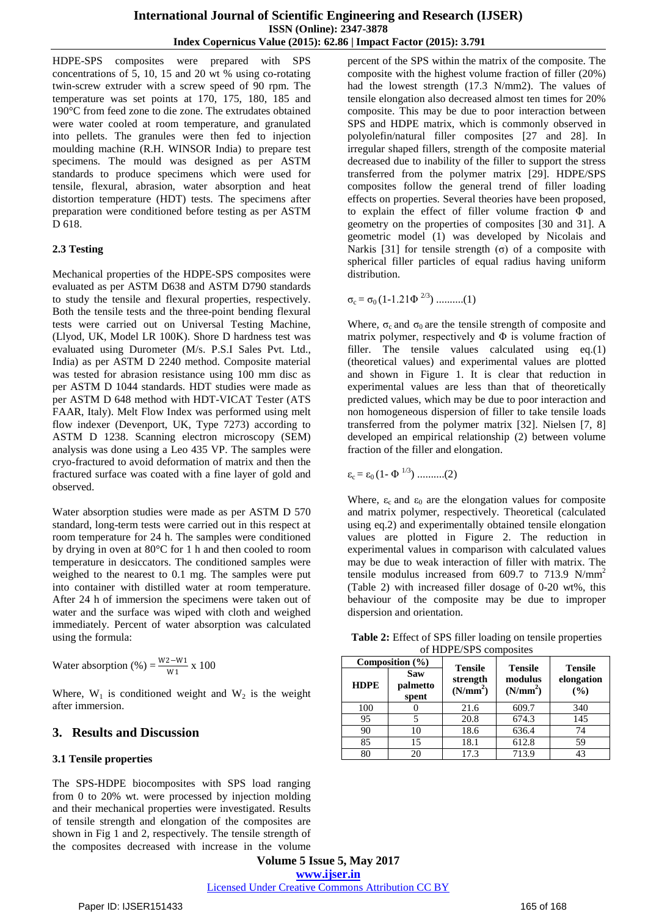HDPE-SPS composites were prepared with SPS concentrations of 5, 10, 15 and 20 wt % using co-rotating twin-screw extruder with a screw speed of 90 rpm. The temperature was set points at 170, 175, 180, 185 and 190°C from feed zone to die zone. The extrudates obtained were water cooled at room temperature, and granulated into pellets. The granules were then fed to injection moulding machine (R.H. WINSOR India) to prepare test specimens. The mould was designed as per ASTM standards to produce specimens which were used for tensile, flexural, abrasion, water absorption and heat distortion temperature (HDT) tests. The specimens after preparation were conditioned before testing as per ASTM D 618.

### 2.3 Testing

Mechanical properties of the HDPE-SPS composites were evaluated as per ASTM D638 and ASTM D790 standards to study the tensile and flexural properties, respectively. Both the tensile tests and the three-point bending flexural tests were carried out on Universal Testing Machine, (Llyod, UK, Model LR 100K). Shore D hardness test was evaluated using Durometer (M/s. P.S.I Sales Pvt. Ltd., India) as per ASTM D 2240 method. Composite material was tested for abrasion resistance using 100 mm disc as per ASTM D 1044 standards. HDT studies were made as per ASTM D 648 method with HDT-VICAT Tester (ATS FAAR, Italy). Melt Flow Index was performed using melt flow indexer (Devenport, UK, Type 7273) according to ASTM D 1238. Scanning electron microscopy (SEM) analysis was done using a Leo 435 VP. The samples were cryo-fractured to avoid deformation of matrix and then the fractured surface was coated with a fine layer of gold and observed.

Water absorption studies were made as per ASTM D 570 standard, long-term tests were carried out in this respect at room temperature for 24 h. The samples were conditioned by drying in oven at 80°C for 1 h and then cooled to room temperature in desiccators. The conditioned samples were weighed to the nearest to 0.1 mg. The samples were put into container with distilled water at room temperature. After 24 h of immersion the specimens were taken out of water and the surface was wiped with cloth and weighed immediately. Percent of water absorption was calculated using the formula:

$$\text{Water absorption (\%)} = \frac{W2 - W1}{W1} \times 100$$

Where, $W_1$ is conditioned weight and $W_2$ is the weight after immersion.

## 3. Results and Discussion

### 3.1 Tensile properties

The SPS-HDPE biocomposites with SPS load ranging from 0 to 20% wt. were processed by injection molding and their mechanical properties were investigated. Results of tensile strength and elongation of the composites are shown in Fig 1 and 2, respectively. The tensile strength of the composites decreased with increase in the volume percent of the SPS within the matrix of the composite. The composite with the highest volume fraction of filler (20%) had the lowest strength (17.3 N/mm2). The values of tensile elongation also decreased almost ten times for 20% composite. This may be due to poor interaction between SPS and HDPE matrix, which is commonly observed in polyolefin/natural filler composites [27 and 28]. In irregular shaped fillers, strength of the composite material decreased due to inability of the filler to support the stress transferred from the polymer matrix [29]. HDPE/SPS composites follow the general trend of filler loading effects on properties. Several theories have been proposed, to explain the effect of filler volume fraction $\Phi$ and geometry on the properties of composites [30 and 31]. A geometric model (1) was developed by Nicolais and Narkis [31] for tensile strength ($\sigma$) of a composite with spherical filler particles of equal radius having uniform distribution.

$$\sigma_c = \sigma_0 (1\text{-}1.21\Phi^{2/3}) \text{ ..........(1)}$$

Where, $\sigma_c$ and $\sigma_0$ are the tensile strength of composite and matrix polymer, respectively and $\Phi$ is volume fraction of filler. The tensile values calculated using eq.(1) (theoretical values) and experimental values are plotted and shown in Figure 1. It is clear that reduction in experimental values are less than that of theoretically predicted values, which may be due to poor interaction and non homogeneous dispersion of filler to take tensile loads transferred from the polymer matrix [32]. Nielsen [7, 8] developed an empirical relationship (2) between volume fraction of the filler and elongation.

$$\varepsilon_c = \varepsilon_0 (1\text{-}\ \Phi^{1/3}) \text{ ..........(2)}$$

Where, $\varepsilon_c$ and $\varepsilon_0$ are the elongation values for composite and matrix polymer, respectively. Theoretical (calculated using eq.2) and experimentally obtained tensile elongation values are plotted in Figure 2. The reduction in experimental values in comparison with calculated values may be due to weak interaction of filler with matrix. The tensile modulus increased from 609.7 to 713.9 N/mm$^2$ (Table 2) with increased filler dosage of 0-20 wt%, this behaviour of the composite may be due to improper dispersion and orientation.

**Table 2:** Effect of SPS filler loading on tensile properties of HDPE/SPS composites

| Composition (%) | | Tensile strength (N/mm$^2$) | Tensile modulus (N/mm$^2$) | Tensile elongation (%) |
|---|---|---|---|---|
| HDPE | Saw palmetto spent | | | |
| 100 | 0 | 21.6 | 609.7 | 340 |
| 95 | 5 | 20.8 | 674.3 | 145 |
| 90 | 10 | 18.6 | 636.4 | 74 |
| 85 | 15 | 18.1 | 612.8 | 59 |
| 80 | 20 | 17.3 | 713.9 | 43 |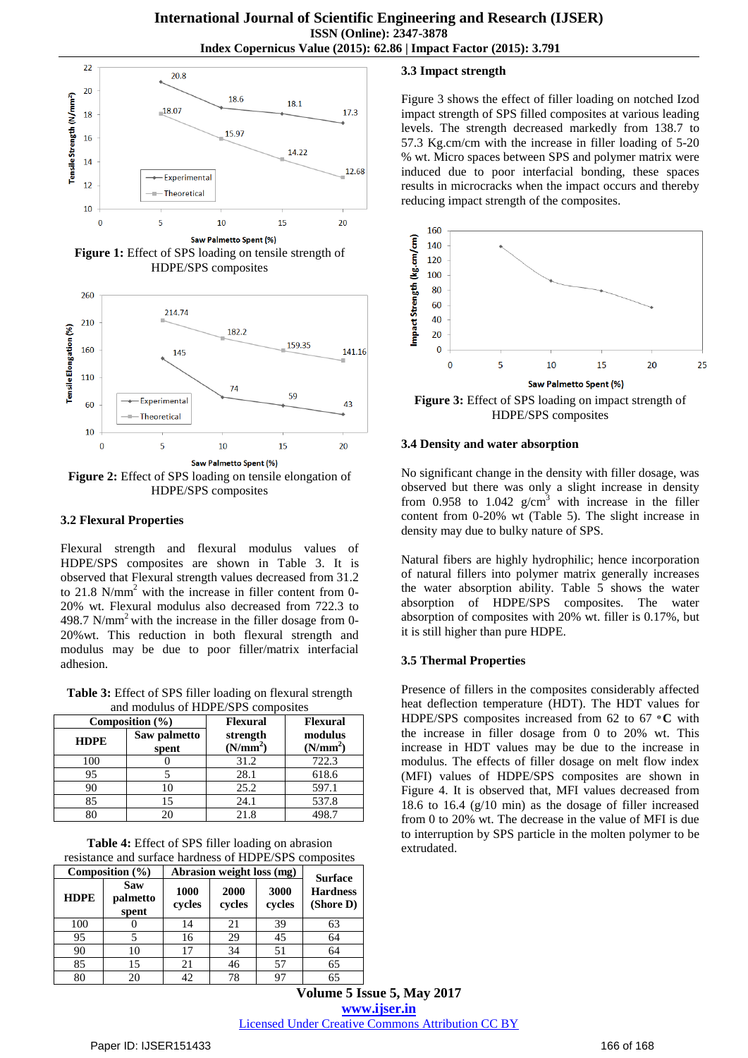Figure 1: Effect of SPS loading on tensile strength of HDPE/SPS composites

Figure 2: Effect of SPS loading on tensile elongation of HDPE/SPS composites

### 3.2 Flexural Properties

Flexural strength and flexural modulus values of HDPE/SPS composites are shown in Table 3. It is observed that Flexural strength values decreased from 31.2 to 21.8 N/mm$^2$ with the increase in filler content from 0-20% wt. Flexural modulus also decreased from 722.3 to 498.7 N/mm$^2$ with the increase in the filler dosage from 0-20%wt. This reduction in both flexural strength and modulus may be due to poor filler/matrix interfacial adhesion.

**Table 3:** Effect of SPS filler loading on flexural strength and modulus of HDPE/SPS composites

| Composition (%) | | Flexural strength (N/mm$^2$) | Flexural modulus (N/mm$^2$) |
|---|---|---|---|
| HDPE | Saw palmetto spent | | |
| 100 | 0 | 31.2 | 722.3 |
| 95 | 5 | 28.1 | 618.6 |
| 90 | 10 | 25.2 | 597.1 |
| 85 | 15 | 24.1 | 537.8 |
| 80 | 20 | 21.8 | 498.7 |

**Table 4:** Effect of SPS filler loading on abrasion resistance and surface hardness of HDPE/SPS composites

| Composition (%) | | Abrasion weight loss (mg) | | | Surface Hardness (Shore D) |
|---|---|---|---|---|---|
| HDPE | Saw palmetto spent | 1000 cycles | 2000 cycles | 3000 cycles | |
| 100 | 0 | 14 | 21 | 39 | 63 |
| 95 | 5 | 16 | 29 | 45 | 64 |
| 90 | 10 | 17 | 34 | 51 | 64 |
| 85 | 15 | 21 | 46 | 57 | 65 |
| 80 | 20 | 42 | 78 | 97 | 65 |

### 3.3 Impact strength

Figure 3 shows the effect of filler loading on notched Izod impact strength of SPS filled composites at various leading levels. The strength decreased markedly from 138.7 to 57.3 Kg.cm/cm with the increase in filler loading of 5-20 % wt. Micro spaces between SPS and polymer matrix were induced due to poor interfacial bonding, these spaces results in microcracks when the impact occurs and thereby reducing impact strength of the composites.

Figure 3: Effect of SPS loading on impact strength of HDPE/SPS composites

### 3.4 Density and water absorption

No significant change in the density with filler dosage, was observed but there was only a slight increase in density from 0.958 to 1.042 g/cm$^3$ with increase in the filler content from 0-20% wt (Table 5). The slight increase in density may due to bulky nature of SPS.

Natural fibers are highly hydrophilic; hence incorporation of natural fillers into polymer matrix generally increases the water absorption ability. Table 5 shows the water absorption of HDPE/SPS composites. The water absorption of composites with 20% wt. filler is 0.17%, but it is still higher than pure HDPE.

### 3.5 Thermal Properties

Presence of fillers in the composites considerably affected heat deflection temperature (HDT). The HDT values for HDPE/SPS composites increased from 62 to 67 °C with the increase in filler dosage from 0 to 20% wt. This increase in HDT values may be due to the increase in modulus. The effects of filler dosage on melt flow index (MFI) values of HDPE/SPS composites are shown in Figure 4. It is observed that, MFI values decreased from 18.6 to 16.4 (g/10 min) as the dosage of filler increased from 0 to 20% wt. The decrease in the value of MFI is due to interruption by SPS particle in the molten polymer to be extrudated.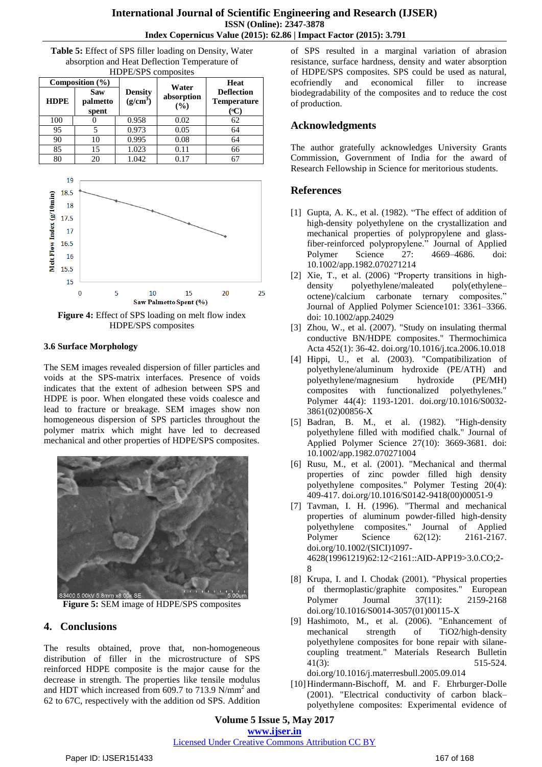**Table 5:** Effect of SPS filler loading on Density, Water absorption and Heat Deflection Temperature of HDPE/SPS composites

| Composition (%) | | Density ($g/cm^3$) | Water absorption (%) | Heat Deflection Temperature (ºC) |
|---|---|---|---|---|
| HDPE | Saw palmetto spent | | | |
| 100 | 0 | 0.958 | 0.02 | 62 |
| 95 | 5 | 0.973 | 0.05 | 64 |
| 90 | 10 | 0.995 | 0.08 | 64 |
| 85 | 15 | 1.023 | 0.11 | 66 |
| 80 | 20 | 1.042 | 0.17 | 67 |

**Figure 4:** Effect of SPS loading on melt flow index HDPE/SPS composites

### 3.6 Surface Morphology

The SEM images revealed dispersion of filler particles and voids at the SPS-matrix interfaces. Presence of voids indicates that the extent of adhesion between SPS and HDPE is poor. When elongated these voids coalesce and lead to fracture or breakage. SEM images show non homogeneous dispersion of SPS particles throughout the polymer matrix which might have led to decreased mechanical and other properties of HDPE/SPS composites.

**Figure 5:** SEM image of HDPE/SPS composites

## 4. Conclusions

The results obtained, prove that, non-homogeneous distribution of filler in the microstructure of SPS reinforced HDPE composite is the major cause for the decrease in strength. The properties like tensile modulus and HDT which increased from 609.7 to 713.9 $N/mm^2$ and 62 to 67C, respectively with the addition od SPS. Addition of SPS resulted in a marginal variation of abrasion resistance, surface hardness, density and water absorption of HDPE/SPS composites. SPS could be used as natural, ecofriendly and economical filler to increase biodegradability of the composites and to reduce the cost of production.

## Acknowledgments

The author gratefully acknowledges University Grants Commission, Government of India for the award of Research Fellowship in Science for meritorious students.

## References

[1] Gupta, A. K., et al. (1982). "The effect of addition of high-density polyethylene on the crystallization and mechanical properties of polypropylene and glass-fiber-reinforced polypropylene." Journal of Applied Polymer Science 27: 4669–4686. doi: 10.1002/app.1982.070271214

[2] Xie, T., et al. (2006) "Property transitions in high-density polyethylene/maleated poly(ethylene–octene)/calcium carbonate ternary composites." Journal of Applied Polymer Science101: 3361–3366. doi: 10.1002/app.24029

[3] Zhou, W., et al. (2007). "Study on insulating thermal conductive BN/HDPE composites." Thermochimica Acta 452(1): 36-42. doi.org/10.1016/j.tca.2006.10.018

[4] Hippi, U., et al. (2003). "Compatibilization of polyethylene/aluminum hydroxide (PE/ATH) and polyethylene/magnesium hydroxide (PE/MH) composites with functionalized polyethylenes." Polymer 44(4): 1193-1201. doi.org/10.1016/S0032-3861(02)00856-X

[5] Badran, B. M., et al. (1982). "High-density polyethylene filled with modified chalk." Journal of Applied Polymer Science 27(10): 3669-3681. doi: 10.1002/app.1982.070271004

[6] Rusu, M., et al. (2001). "Mechanical and thermal properties of zinc powder filled high density polyethylene composites." Polymer Testing 20(4): 409-417. doi.org/10.1016/S0142-9418(00)00051-9

[7] Tavman, I. H. (1996). "Thermal and mechanical properties of aluminum powder-filled high-density polyethylene composites." Journal of Applied Polymer Science 62(12): 2161-2167. doi.org/10.1002/(SICI)1097-4628(19961219)62:12<2161::AID-APP19>3.0.CO;2-8

[8] Krupa, I. and I. Chodak (2001). "Physical properties of thermoplastic/graphite composites." European Polymer Journal 37(11): 2159-2168 doi.org/10.1016/S0014-3057(01)00115-X

[9] Hashimoto, M., et al. (2006). "Enhancement of mechanical strength of TiO2/high-density polyethylene composites for bone repair with silane-coupling treatment." Materials Research Bulletin 41(3): 515-524. doi.org/10.1016/j.materresbull.2005.09.014

[10] Hindermann-Bischoff, M. and F. Ehrburger-Dolle (2001). "Electrical conductivity of carbon black–polyethylene composites: Experimental evidence of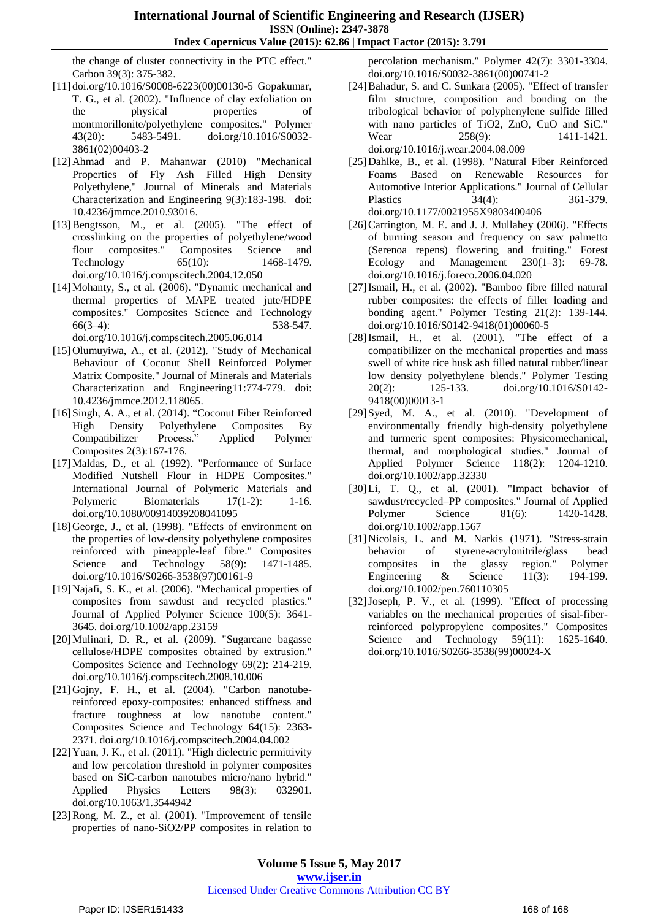the change of cluster connectivity in the PTC effect." Carbon 39(3): 375-382.

[11] doi.org/10.1016/S0008-6223(00)00130-5 Gopakumar, T. G., et al. (2002). "Influence of clay exfoliation on the physical properties of montmorillonite/polyethylene composites." Polymer 43(20): 5483-5491. doi.org/10.1016/S0032-3861(02)00403-2

[12] Ahmad and P. Mahanwar (2010) "Mechanical Properties of Fly Ash Filled High Density Polyethylene," Journal of Minerals and Materials Characterization and Engineering 9(3):183-198. doi: 10.4236/jmmce.2010.93016.

[13] Bengtsson, M., et al. (2005). "The effect of crosslinking on the properties of polyethylene/wood flour composites." Composites Science and Technology 65(10): 1468-1479. doi.org/10.1016/j.compscitech.2004.12.050

[14] Mohanty, S., et al. (2006). "Dynamic mechanical and thermal properties of MAPE treated jute/HDPE composites." Composites Science and Technology 66(3–4): 538-547. doi.org/10.1016/j.compscitech.2005.06.014

[15] Olumuyiwa, A., et al. (2012). "Study of Mechanical Behaviour of Coconut Shell Reinforced Polymer Matrix Composite." Journal of Minerals and Materials Characterization and Engineering11:774-779. doi: 10.4236/jmmce.2012.118065.

[16] Singh, A. A., et al. (2014). “Coconut Fiber Reinforced High Density Polyethylene Composites By Compatibilizer Process.” Applied Polymer Composites 2(3):167-176.

[17] Maldas, D., et al. (1992). "Performance of Surface Modified Nutshell Flour in HDPE Composites." International Journal of Polymeric Materials and Polymeric Biomaterials 17(1-2): 1-16. doi.org/10.1080/00914039208041095

[18] George, J., et al. (1998). "Effects of environment on the properties of low-density polyethylene composites reinforced with pineapple-leaf fibre." Composites Science and Technology 58(9): 1471-1485. doi.org/10.1016/S0266-3538(97)00161-9

[19] Najafi, S. K., et al. (2006). "Mechanical properties of composites from sawdust and recycled plastics." Journal of Applied Polymer Science 100(5): 3641-3645. doi.org/10.1002/app.23159

[20] Mulinari, D. R., et al. (2009). "Sugarcane bagasse cellulose/HDPE composites obtained by extrusion." Composites Science and Technology 69(2): 214-219. doi.org/10.1016/j.compscitech.2008.10.006

[21] Gojny, F. H., et al. (2004). "Carbon nanotube-reinforced epoxy-composites: enhanced stiffness and fracture toughness at low nanotube content." Composites Science and Technology 64(15): 2363-2371. doi.org/10.1016/j.compscitech.2004.04.002

[22] Yuan, J. K., et al. (2011). "High dielectric permittivity and low percolation threshold in polymer composites based on SiC-carbon nanotubes micro/nano hybrid." Applied Physics Letters 98(3): 032901. doi.org/10.1063/1.3544942

[23] Rong, M. Z., et al. (2001). "Improvement of tensile properties of nano-SiO2/PP composites in relation to percolation mechanism." Polymer 42(7): 3301-3304. doi.org/10.1016/S0032-3861(00)00741-2

[24] Bahadur, S. and C. Sunkara (2005). "Effect of transfer film structure, composition and bonding on the tribological behavior of polyphenylene sulfide filled with nano particles of TiO2, ZnO, CuO and SiC." Wear 258(9): 1411-1421. doi.org/10.1016/j.wear.2004.08.009

[25] Dahlke, B., et al. (1998). "Natural Fiber Reinforced Foams Based on Renewable Resources for Automotive Interior Applications." Journal of Cellular Plastics 34(4): 361-379. doi.org/10.1177/0021955X9803400406

[26] Carrington, M. E. and J. J. Mullahey (2006). "Effects of burning season and frequency on saw palmetto (Serenoa repens) flowering and fruiting." Forest Ecology and Management 230(1–3): 69-78. doi.org/10.1016/j.foreco.2006.04.020

[27] Ismail, H., et al. (2002). "Bamboo fibre filled natural rubber composites: the effects of filler loading and bonding agent." Polymer Testing 21(2): 139-144. doi.org/10.1016/S0142-9418(01)00060-5

[28] Ismail, H., et al. (2001). "The effect of a compatibilizer on the mechanical properties and mass swell of white rice husk ash filled natural rubber/linear low density polyethylene blends." Polymer Testing 20(2): 125-133. doi.org/10.1016/S0142-9418(00)00013-1

[29] Syed, M. A., et al. (2010). "Development of environmentally friendly high-density polyethylene and turmeric spent composites: Physicomechanical, thermal, and morphological studies." Journal of Applied Polymer Science 118(2): 1204-1210. doi.org/10.1002/app.32330

[30] Li, T. Q., et al. (2001). "Impact behavior of sawdust/recycled–PP composites." Journal of Applied Polymer Science 81(6): 1420-1428. doi.org/10.1002/app.1567

[31] Nicolais, L. and M. Narkis (1971). "Stress-strain behavior of styrene-acrylonitrile/glass bead composites in the glassy region." Polymer Engineering & Science 11(3): 194-199. doi.org/10.1002/pen.760110305

[32] Joseph, P. V., et al. (1999). "Effect of processing variables on the mechanical properties of sisal-fiber-reinforced polypropylene composites." Composites Science and Technology 59(11): 1625-1640. doi.org/10.1016/S0266-3538(99)00024-X